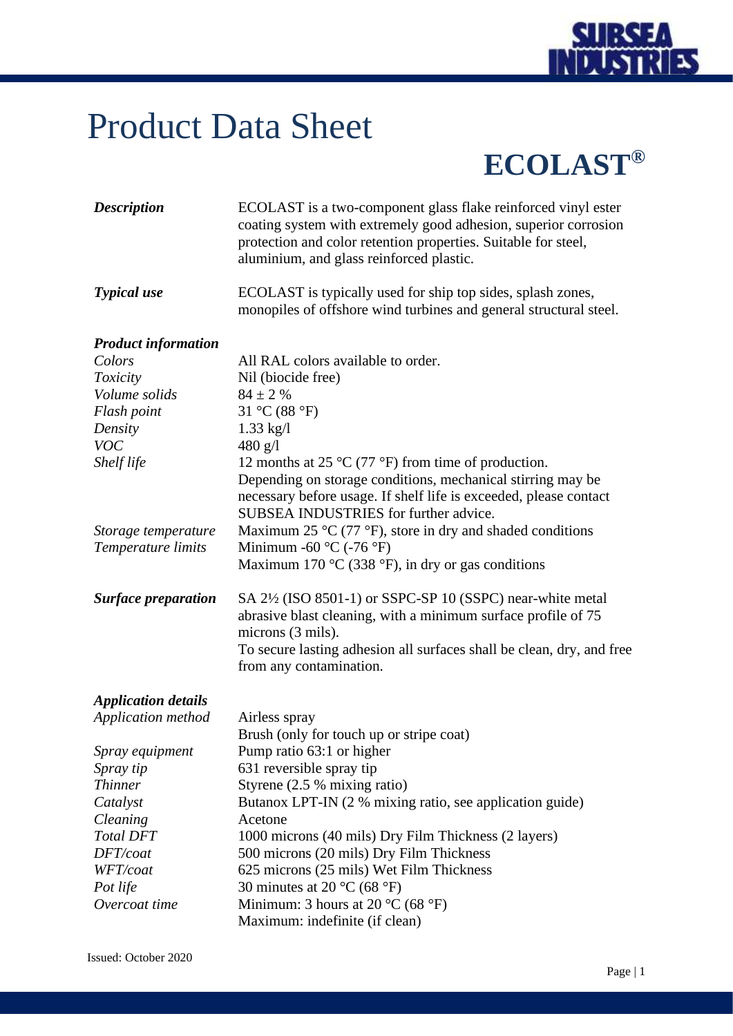# Product Data Sheet

## ECOLAST®

| | |
|---|---|
| ***Description*** | ECOLAST is a two-component glass flake reinforced vinyl ester coating system with extremely good adhesion, superior corrosion protection and color retention properties. Suitable for steel, aluminium, and glass reinforced plastic. |
| ***Typical use*** | ECOLAST is typically used for ship top sides, splash zones, monopiles of offshore wind turbines and general structural steel. |
| ***Product information*** | |
| *Colors* | All RAL colors available to order. |
| *Toxicity* | Nil (biocide free) |
| *Volume solids* | 84 ± 2 % |
| *Flash point* | 31 °C (88 °F) |
| *Density* | 1.33 kg/l |
| *VOC* | 480 g/l |
| *Shelf life* | 12 months at 25 °C (77 °F) from time of production. Depending on storage conditions, mechanical stirring may be necessary before usage. If shelf life is exceeded, please contact SUBSEA INDUSTRIES for further advice. |
| *Storage temperature* | Maximum 25 °C (77 °F), store in dry and shaded conditions |
| *Temperature limits* | Minimum -60 °C (-76 °F)<br>Maximum 170 °C (338 °F), in dry or gas conditions |
| ***Surface preparation*** | SA 2½ (ISO 8501-1) or SSPC-SP 10 (SSPC) near-white metal abrasive blast cleaning, with a minimum surface profile of 75 microns (3 mils).<br>To secure lasting adhesion all surfaces shall be clean, dry, and free from any contamination. |
| ***Application details*** | |
| *Application method* | Airless spray<br>Brush (only for touch up or stripe coat) |
| *Spray equipment* | Pump ratio 63:1 or higher |
| *Spray tip* | 631 reversible spray tip |
| *Thinner* | Styrene (2.5 % mixing ratio) |
| *Catalyst* | Butanox LPT-IN (2 % mixing ratio, see application guide) |
| *Cleaning* | Acetone |
| *Total DFT* | 1000 microns (40 mils) Dry Film Thickness (2 layers) |
| *DFT/coat* | 500 microns (20 mils) Dry Film Thickness |
| *WFT/coat* | 625 microns (25 mils) Wet Film Thickness |
| *Pot life* | 30 minutes at 20 °C (68 °F) |
| *Overcoat time* | Minimum: 3 hours at 20 °C (68 °F)<br>Maximum: indefinite (if clean) |

Issued: October 2020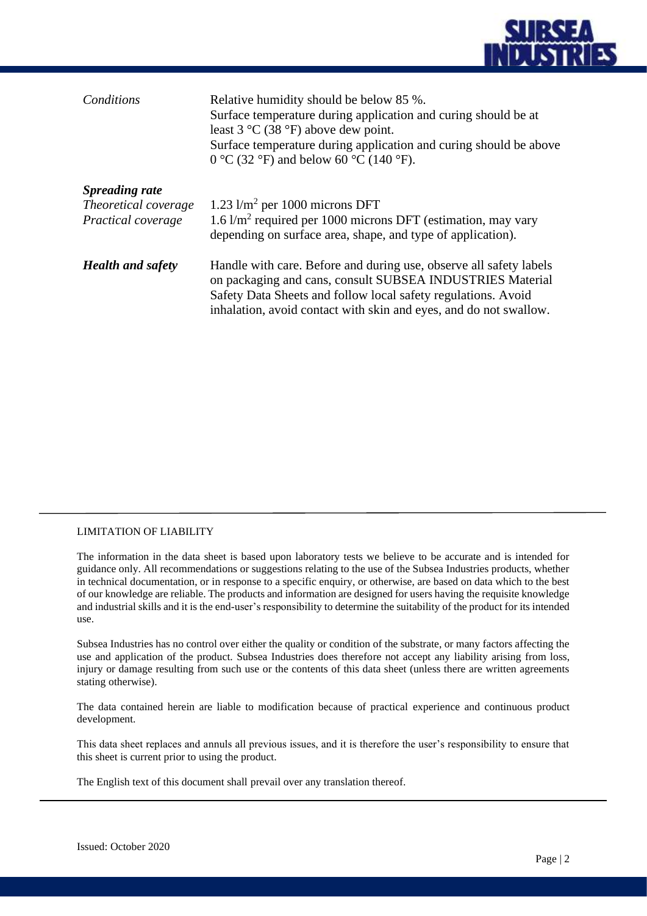| | |
|---|---|
| *Conditions* | Relative humidity should be below 85 %.<br>Surface temperature during application and curing should be at least 3 °C (38 °F) above dew point.<br>Surface temperature during application and curing should be above 0 °C (32 °F) and below 60 °C (140 °F). |
| ***Spreading rate*** | |
| *Theoretical coverage* | 1.23 $l/m^2$ per 1000 microns DFT |
| *Practical coverage* | 1.6 $l/m^2$ required per 1000 microns DFT (estimation, may vary depending on surface area, shape, and type of application). |
| ***Health and safety*** | Handle with care. Before and during use, observe all safety labels on packaging and cans, consult SUBSEA INDUSTRIES Material Safety Data Sheets and follow local safety regulations. Avoid inhalation, avoid contact with skin and eyes, and do not swallow. |

---

LIMITATION OF LIABILITY

The information in the data sheet is based upon laboratory tests we believe to be accurate and is intended for guidance only. All recommendations or suggestions relating to the use of the Subsea Industries products, whether in technical documentation, or in response to a specific enquiry, or otherwise, are based on data which to the best of our knowledge are reliable. The products and information are designed for users having the requisite knowledge and industrial skills and it is the end-user's responsibility to determine the suitability of the product for its intended use.

Subsea Industries has no control over either the quality or condition of the substrate, or many factors affecting the use and application of the product. Subsea Industries does therefore not accept any liability arising from loss, injury or damage resulting from such use or the contents of this data sheet (unless there are written agreements stating otherwise).

The data contained herein are liable to modification because of practical experience and continuous product development.

This data sheet replaces and annuls all previous issues, and it is therefore the user's responsibility to ensure that this sheet is current prior to using the product.

The English text of this document shall prevail over any translation thereof.

---

Issued: October 2020